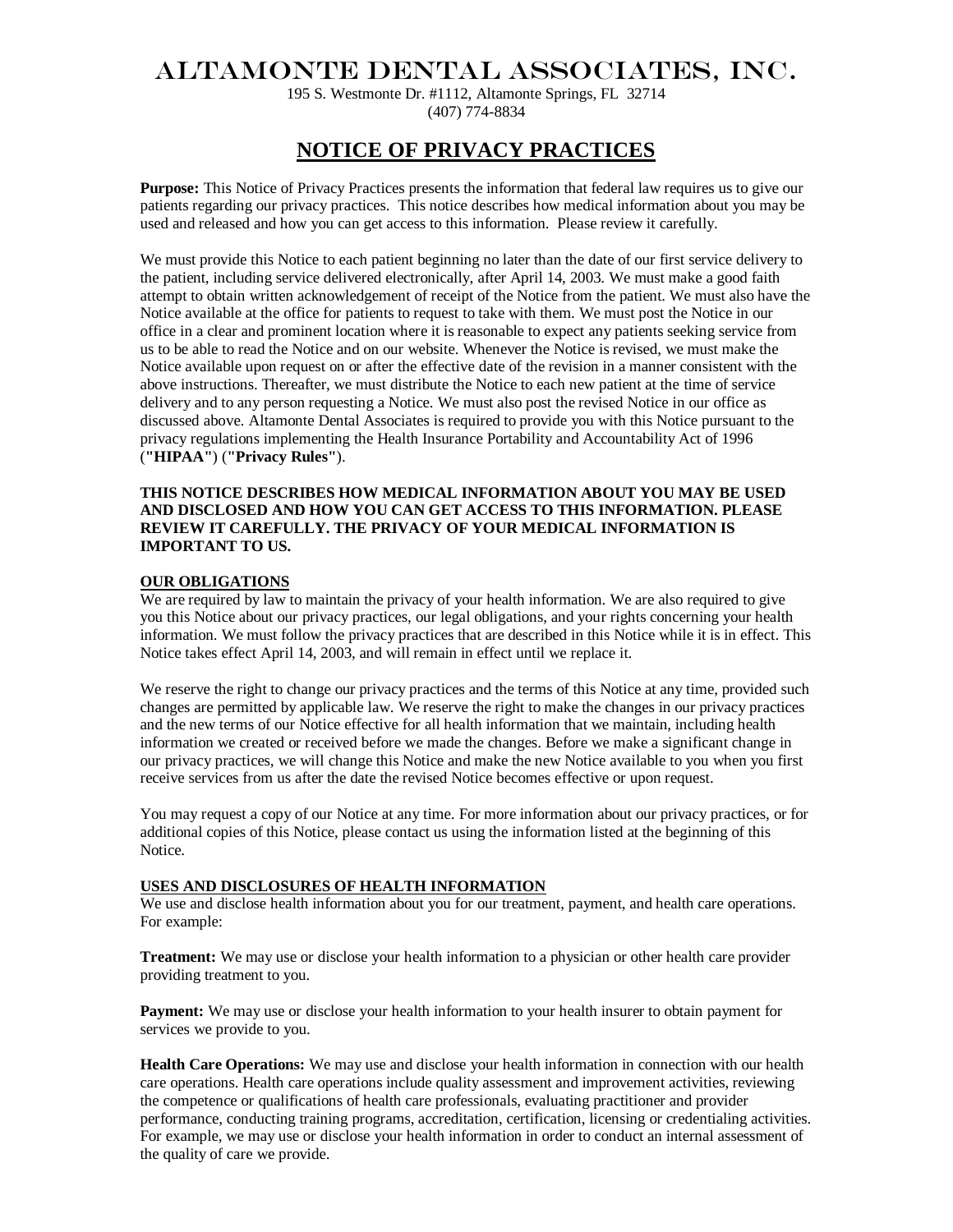# ALTAMONTE DENTAL ASSOCIATES, INC.

195 S. Westmonte Dr. #1112, Altamonte Springs, FL 32714
(407) 774-8834

## NOTICE OF PRIVACY PRACTICES

**Purpose:** This Notice of Privacy Practices presents the information that federal law requires us to give our patients regarding our privacy practices. This notice describes how medical information about you may be used and released and how you can get access to this information. Please review it carefully.

We must provide this Notice to each patient beginning no later than the date of our first service delivery to the patient, including service delivered electronically, after April 14, 2003. We must make a good faith attempt to obtain written acknowledgement of receipt of the Notice from the patient. We must also have the Notice available at the office for patients to request to take with them. We must post the Notice in our office in a clear and prominent location where it is reasonable to expect any patients seeking service from us to be able to read the Notice and on our website. Whenever the Notice is revised, we must make the Notice available upon request on or after the effective date of the revision in a manner consistent with the above instructions. Thereafter, we must distribute the Notice to each new patient at the time of service delivery and to any person requesting a Notice. We must also post the revised Notice in our office as discussed above. Altamonte Dental Associates is required to provide you with this Notice pursuant to the privacy regulations implementing the Health Insurance Portability and Accountability Act of 1996 (**"HIPAA"**) (**"Privacy Rules"**).

**THIS NOTICE DESCRIBES HOW MEDICAL INFORMATION ABOUT YOU MAY BE USED AND DISCLOSED AND HOW YOU CAN GET ACCESS TO THIS INFORMATION. PLEASE REVIEW IT CAREFULLY. THE PRIVACY OF YOUR MEDICAL INFORMATION IS IMPORTANT TO US.**

### OUR OBLIGATIONS

We are required by law to maintain the privacy of your health information. We are also required to give you this Notice about our privacy practices, our legal obligations, and your rights concerning your health information. We must follow the privacy practices that are described in this Notice while it is in effect. This Notice takes effect April 14, 2003, and will remain in effect until we replace it.

We reserve the right to change our privacy practices and the terms of this Notice at any time, provided such changes are permitted by applicable law. We reserve the right to make the changes in our privacy practices and the new terms of our Notice effective for all health information that we maintain, including health information we created or received before we made the changes. Before we make a significant change in our privacy practices, we will change this Notice and make the new Notice available to you when you first receive services from us after the date the revised Notice becomes effective or upon request.

You may request a copy of our Notice at any time. For more information about our privacy practices, or for additional copies of this Notice, please contact us using the information listed at the beginning of this Notice.

### USES AND DISCLOSURES OF HEALTH INFORMATION

We use and disclose health information about you for our treatment, payment, and health care operations. For example:

**Treatment:** We may use or disclose your health information to a physician or other health care provider providing treatment to you.

**Payment:** We may use or disclose your health information to your health insurer to obtain payment for services we provide to you.

**Health Care Operations:** We may use and disclose your health information in connection with our health care operations. Health care operations include quality assessment and improvement activities, reviewing the competence or qualifications of health care professionals, evaluating practitioner and provider performance, conducting training programs, accreditation, certification, licensing or credentialing activities. For example, we may use or disclose your health information in order to conduct an internal assessment of the quality of care we provide.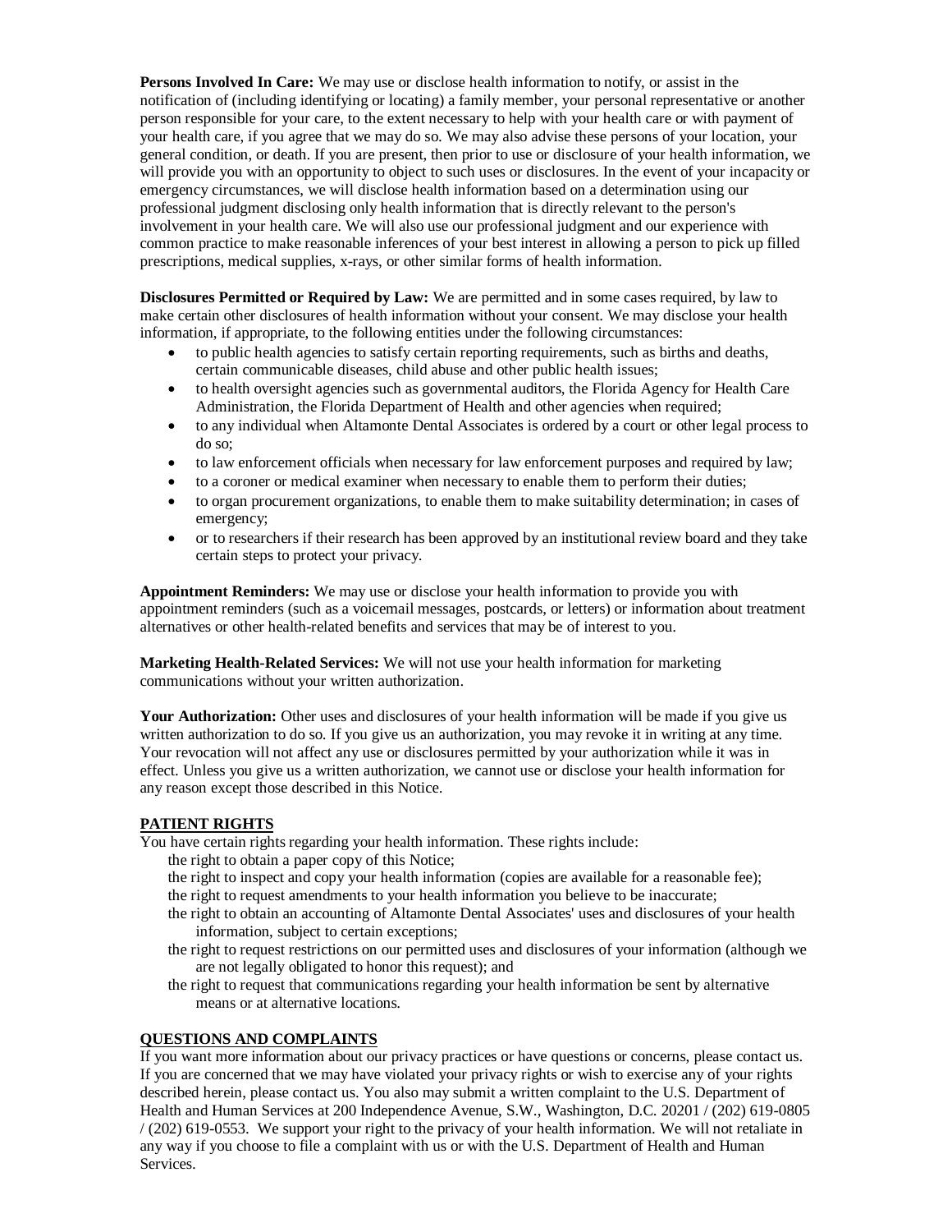**Persons Involved In Care:** We may use or disclose health information to notify, or assist in the notification of (including identifying or locating) a family member, your personal representative or another person responsible for your care, to the extent necessary to help with your health care or with payment of your health care, if you agree that we may do so. We may also advise these persons of your location, your general condition, or death. If you are present, then prior to use or disclosure of your health information, we will provide you with an opportunity to object to such uses or disclosures. In the event of your incapacity or emergency circumstances, we will disclose health information based on a determination using our professional judgment disclosing only health information that is directly relevant to the person's involvement in your health care. We will also use our professional judgment and our experience with common practice to make reasonable inferences of your best interest in allowing a person to pick up filled prescriptions, medical supplies, x-rays, or other similar forms of health information.

**Disclosures Permitted or Required by Law:** We are permitted and in some cases required, by law to make certain other disclosures of health information without your consent. We may disclose your health information, if appropriate, to the following entities under the following circumstances:

- to public health agencies to satisfy certain reporting requirements, such as births and deaths, certain communicable diseases, child abuse and other public health issues;
- to health oversight agencies such as governmental auditors, the Florida Agency for Health Care Administration, the Florida Department of Health and other agencies when required;
- to any individual when Altamonte Dental Associates is ordered by a court or other legal process to do so;
- to law enforcement officials when necessary for law enforcement purposes and required by law;
- to a coroner or medical examiner when necessary to enable them to perform their duties;
- to organ procurement organizations, to enable them to make suitability determination; in cases of emergency;
- or to researchers if their research has been approved by an institutional review board and they take certain steps to protect your privacy.

**Appointment Reminders:** We may use or disclose your health information to provide you with appointment reminders (such as a voicemail messages, postcards, or letters) or information about treatment alternatives or other health-related benefits and services that may be of interest to you.

**Marketing Health-Related Services:** We will not use your health information for marketing communications without your written authorization.

**Your Authorization:** Other uses and disclosures of your health information will be made if you give us written authorization to do so. If you give us an authorization, you may revoke it in writing at any time. Your revocation will not affect any use or disclosures permitted by your authorization while it was in effect. Unless you give us a written authorization, we cannot use or disclose your health information for any reason except those described in this Notice.

## PATIENT RIGHTS

You have certain rights regarding your health information. These rights include:

- the right to obtain a paper copy of this Notice;
- the right to inspect and copy your health information (copies are available for a reasonable fee);
- the right to request amendments to your health information you believe to be inaccurate;
- the right to obtain an accounting of Altamonte Dental Associates' uses and disclosures of your health information, subject to certain exceptions;
- the right to request restrictions on our permitted uses and disclosures of your information (although we are not legally obligated to honor this request); and
- the right to request that communications regarding your health information be sent by alternative means or at alternative locations.

## QUESTIONS AND COMPLAINTS

If you want more information about our privacy practices or have questions or concerns, please contact us. If you are concerned that we may have violated your privacy rights or wish to exercise any of your rights described herein, please contact us. You also may submit a written complaint to the U.S. Department of Health and Human Services at 200 Independence Avenue, S.W., Washington, D.C. 20201 / (202) 619-0805 / (202) 619-0553. We support your right to the privacy of your health information. We will not retaliate in any way if you choose to file a complaint with us or with the U.S. Department of Health and Human Services.